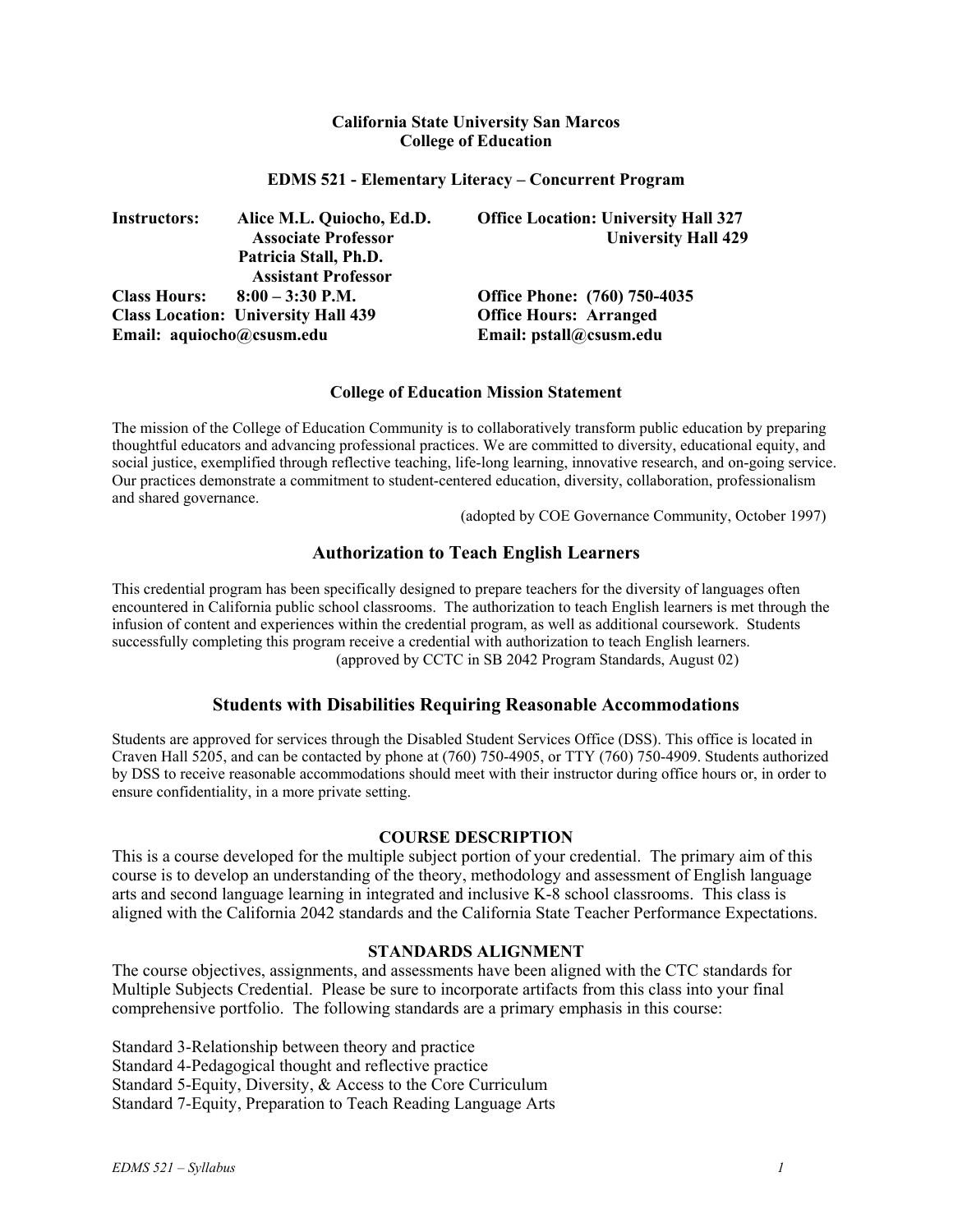**California State University San Marcos**
**College of Education**

**EDMS 521 - Elementary Literacy – Concurrent Program**

**Instructors:** **Alice M.L. Quiocho, Ed.D.** **Associate Professor**
**Patricia Stall, Ph.D.** **Assistant Professor**

**Office Location: University Hall 327**
**University Hall 429**

**Class Hours:** **8:00 – 3:30 P.M.**
**Class Location: University Hall 439**
**Email: aquiocho@csusm.edu**

**Office Phone: (760) 750-4035**
**Office Hours: Arranged**
**Email: pstall@csusm.edu**

**College of Education Mission Statement**

The mission of the College of Education Community is to collaboratively transform public education by preparing thoughtful educators and advancing professional practices. We are committed to diversity, educational equity, and social justice, exemplified through reflective teaching, life-long learning, innovative research, and on-going service. Our practices demonstrate a commitment to student-centered education, diversity, collaboration, professionalism and shared governance.

(adopted by COE Governance Community, October 1997)

## Authorization to Teach English Learners

This credential program has been specifically designed to prepare teachers for the diversity of languages often encountered in California public school classrooms. The authorization to teach English learners is met through the infusion of content and experiences within the credential program, as well as additional coursework. Students successfully completing this program receive a credential with authorization to teach English learners.

(approved by CCTC in SB 2042 Program Standards, August 02)

## Students with Disabilities Requiring Reasonable Accommodations

Students are approved for services through the Disabled Student Services Office (DSS). This office is located in Craven Hall 5205, and can be contacted by phone at (760) 750-4905, or TTY (760) 750-4909. Students authorized by DSS to receive reasonable accommodations should meet with their instructor during office hours or, in order to ensure confidentiality, in a more private setting.

### COURSE DESCRIPTION

This is a course developed for the multiple subject portion of your credential. The primary aim of this course is to develop an understanding of the theory, methodology and assessment of English language arts and second language learning in integrated and inclusive K-8 school classrooms. This class is aligned with the California 2042 standards and the California State Teacher Performance Expectations.

### STANDARDS ALIGNMENT

The course objectives, assignments, and assessments have been aligned with the CTC standards for Multiple Subjects Credential. Please be sure to incorporate artifacts from this class into your final comprehensive portfolio. The following standards are a primary emphasis in this course:

Standard 3-Relationship between theory and practice
Standard 4-Pedagogical thought and reflective practice
Standard 5-Equity, Diversity, & Access to the Core Curriculum
Standard 7-Equity, Preparation to Teach Reading Language Arts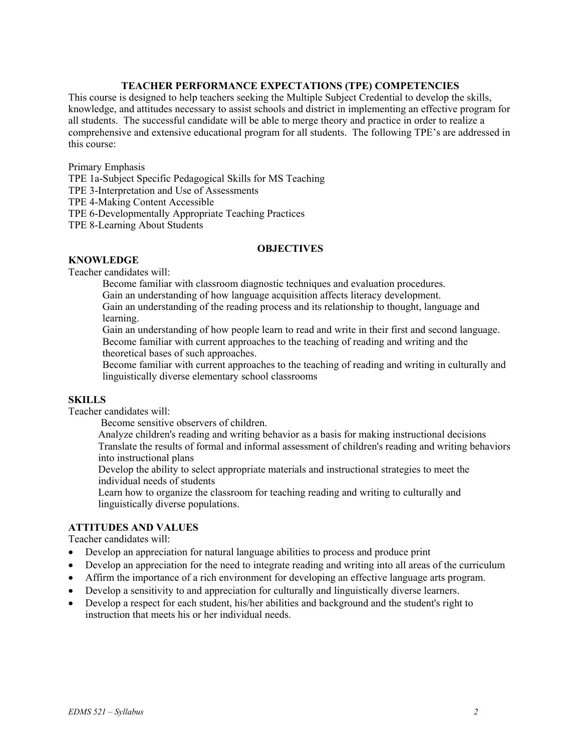## TEACHER PERFORMANCE EXPECTATIONS (TPE) COMPETENCIES

This course is designed to help teachers seeking the Multiple Subject Credential to develop the skills, knowledge, and attitudes necessary to assist schools and district in implementing an effective program for all students. The successful candidate will be able to merge theory and practice in order to realize a comprehensive and extensive educational program for all students. The following TPE's are addressed in this course:

Primary Emphasis
TPE 1a-Subject Specific Pedagogical Skills for MS Teaching
TPE 3-Interpretation and Use of Assessments
TPE 4-Making Content Accessible
TPE 6-Developmentally Appropriate Teaching Practices
TPE 8-Learning About Students

## OBJECTIVES

### KNOWLEDGE

Teacher candidates will:

- Become familiar with classroom diagnostic techniques and evaluation procedures.
- Gain an understanding of how language acquisition affects literacy development.
- Gain an understanding of the reading process and its relationship to thought, language and learning.
- Gain an understanding of how people learn to read and write in their first and second language.
- Become familiar with current approaches to the teaching of reading and writing and the theoretical bases of such approaches.
- Become familiar with current approaches to the teaching of reading and writing in culturally and linguistically diverse elementary school classrooms

### SKILLS

Teacher candidates will:

- Become sensitive observers of children.
- Analyze children's reading and writing behavior as a basis for making instructional decisions
- Translate the results of formal and informal assessment of children's reading and writing behaviors into instructional plans
- Develop the ability to select appropriate materials and instructional strategies to meet the individual needs of students
- Learn how to organize the classroom for teaching reading and writing to culturally and linguistically diverse populations.

### ATTITUDES AND VALUES

Teacher candidates will:

- Develop an appreciation for natural language abilities to process and produce print
- Develop an appreciation for the need to integrate reading and writing into all areas of the curriculum
- Affirm the importance of a rich environment for developing an effective language arts program.
- Develop a sensitivity to and appreciation for culturally and linguistically diverse learners.
- Develop a respect for each student, his/her abilities and background and the student's right to instruction that meets his or her individual needs.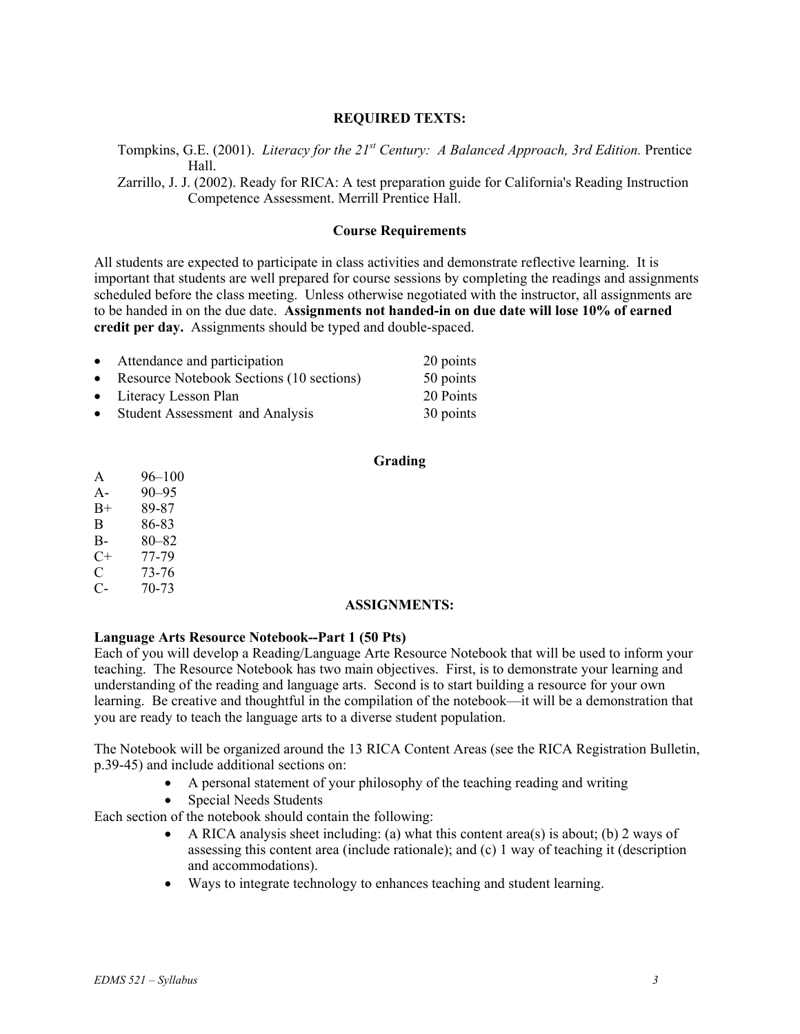## REQUIRED TEXTS:

Tompkins, G.E. (2001). *Literacy for the 21st Century: A Balanced Approach, 3rd Edition.* Prentice Hall.

Zarrillo, J. J. (2002). Ready for RICA: A test preparation guide for California's Reading Instruction Competence Assessment. Merrill Prentice Hall.

## Course Requirements

All students are expected to participate in class activities and demonstrate reflective learning. It is important that students are well prepared for course sessions by completing the readings and assignments scheduled before the class meeting. Unless otherwise negotiated with the instructor, all assignments are to be handed in on the due date. **Assignments not handed-in on due date will lose 10% of earned credit per day.** Assignments should be typed and double-spaced.

- Attendance and participation — 20 points
- Resource Notebook Sections (10 sections) — 50 points
- Literacy Lesson Plan — 20 Points
- Student Assessment and Analysis — 30 points

## Grading

| | |
|---|---|
| A | 96–100 |
| A- | 90–95 |
| B+ | 89-87 |
| B | 86-83 |
| B- | 80–82 |
| C+ | 77-79 |
| C | 73-76 |
| C- | 70-73 |

## ASSIGNMENTS:

**Language Arts Resource Notebook--Part 1 (50 Pts)**

Each of you will develop a Reading/Language Arte Resource Notebook that will be used to inform your teaching. The Resource Notebook has two main objectives. First, is to demonstrate your learning and understanding of the reading and language arts. Second is to start building a resource for your own learning. Be creative and thoughtful in the compilation of the notebook—it will be a demonstration that you are ready to teach the language arts to a diverse student population.

The Notebook will be organized around the 13 RICA Content Areas (see the RICA Registration Bulletin, p.39-45) and include additional sections on:

- A personal statement of your philosophy of the teaching reading and writing
- Special Needs Students

Each section of the notebook should contain the following:

- A RICA analysis sheet including: (a) what this content area(s) is about; (b) 2 ways of assessing this content area (include rationale); and (c) 1 way of teaching it (description and accommodations).
- Ways to integrate technology to enhances teaching and student learning.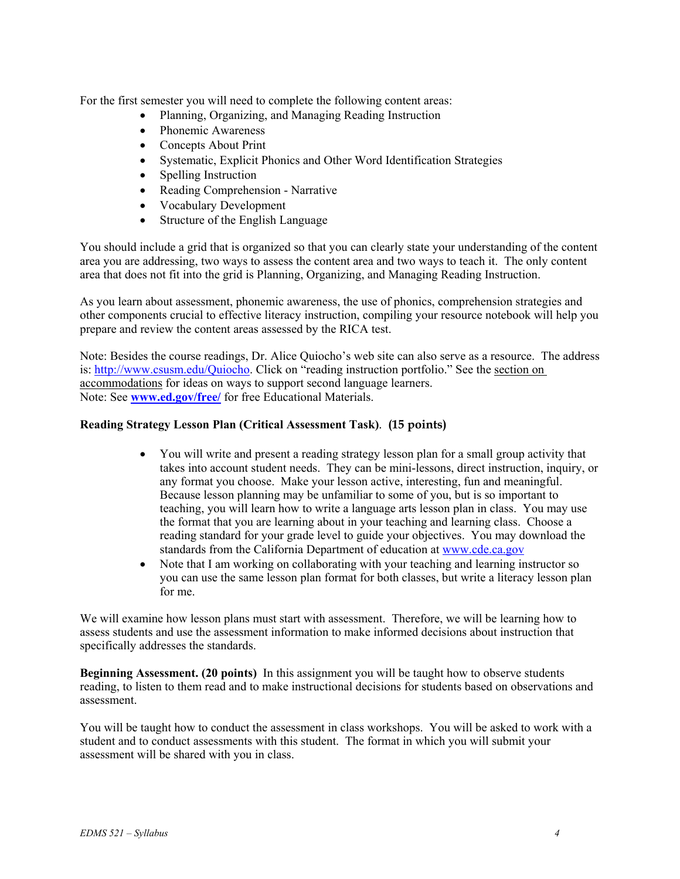For the first semester you will need to complete the following content areas:

- Planning, Organizing, and Managing Reading Instruction
- Phonemic Awareness
- Concepts About Print
- Systematic, Explicit Phonics and Other Word Identification Strategies
- Spelling Instruction
- Reading Comprehension - Narrative
- Vocabulary Development
- Structure of the English Language

You should include a grid that is organized so that you can clearly state your understanding of the content area you are addressing, two ways to assess the content area and two ways to teach it. The only content area that does not fit into the grid is Planning, Organizing, and Managing Reading Instruction.

As you learn about assessment, phonemic awareness, the use of phonics, comprehension strategies and other components crucial to effective literacy instruction, compiling your resource notebook will help you prepare and review the content areas assessed by the RICA test.

Note: Besides the course readings, Dr. Alice Quiocho's web site can also serve as a resource. The address is: http://www.csusm.edu/Quiocho. Click on "reading instruction portfolio." See the section on accommodations for ideas on ways to support second language learners.
Note: See **www.ed.gov/free/** for free Educational Materials.

**Reading Strategy Lesson Plan (Critical Assessment Task). (15 points)**

- You will write and present a reading strategy lesson plan for a small group activity that takes into account student needs. They can be mini-lessons, direct instruction, inquiry, or any format you choose. Make your lesson active, interesting, fun and meaningful. Because lesson planning may be unfamiliar to some of you, but is so important to teaching, you will learn how to write a language arts lesson plan in class. You may use the format that you are learning about in your teaching and learning class. Choose a reading standard for your grade level to guide your objectives. You may download the standards from the California Department of education at www.cde.ca.gov
- Note that I am working on collaborating with your teaching and learning instructor so you can use the same lesson plan format for both classes, but write a literacy lesson plan for me.

We will examine how lesson plans must start with assessment. Therefore, we will be learning how to assess students and use the assessment information to make informed decisions about instruction that specifically addresses the standards.

**Beginning Assessment. (20 points)** In this assignment you will be taught how to observe students reading, to listen to them read and to make instructional decisions for students based on observations and assessment.

You will be taught how to conduct the assessment in class workshops. You will be asked to work with a student and to conduct assessments with this student. The format in which you will submit your assessment will be shared with you in class.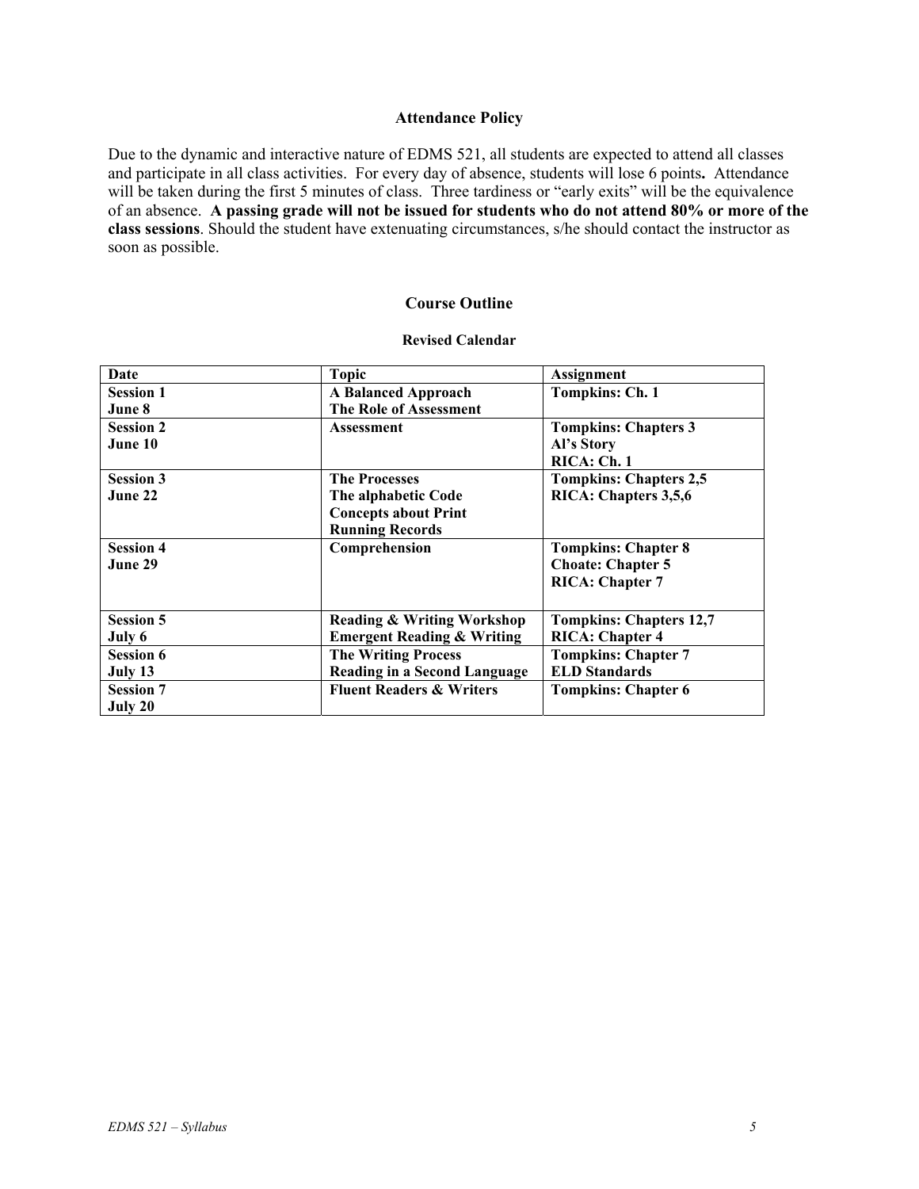### Attendance Policy

Due to the dynamic and interactive nature of EDMS 521, all students are expected to attend all classes and participate in all class activities. For every day of absence, students will lose 6 points**.** Attendance will be taken during the first 5 minutes of class. Three tardiness or "early exits" will be the equivalence of an absence. **A passing grade will not be issued for students who do not attend 80% or more of the class sessions**. Should the student have extenuating circumstances, s/he should contact the instructor as soon as possible.

### Course Outline

#### Revised Calendar

| Date | Topic | Assignment |
|---|---|---|
| **Session 1**<br>**June 8** | **A Balanced Approach**<br>**The Role of Assessment** | **Tompkins: Ch. 1** |
| **Session 2**<br>**June 10** | **Assessment** | **Tompkins: Chapters 3**<br>**Al's Story**<br>**RICA: Ch. 1** |
| **Session 3**<br>**June 22** | **The Processes**<br>**The alphabetic Code**<br>**Concepts about Print**<br>**Running Records** | **Tompkins: Chapters 2,5**<br>**RICA: Chapters 3,5,6** |
| **Session 4**<br>**June 29** | **Comprehension** | **Tompkins: Chapter 8**<br>**Choate: Chapter 5**<br>**RICA: Chapter 7** |
| **Session 5**<br>**July 6** | **Reading & Writing Workshop**<br>**Emergent Reading & Writing** | **Tompkins: Chapters 12,7**<br>**RICA: Chapter 4** |
| **Session 6**<br>**July 13** | **The Writing Process**<br>**Reading in a Second Language** | **Tompkins: Chapter 7**<br>**ELD Standards** |
| **Session 7**<br>**July 20** | **Fluent Readers & Writers** | **Tompkins: Chapter 6** |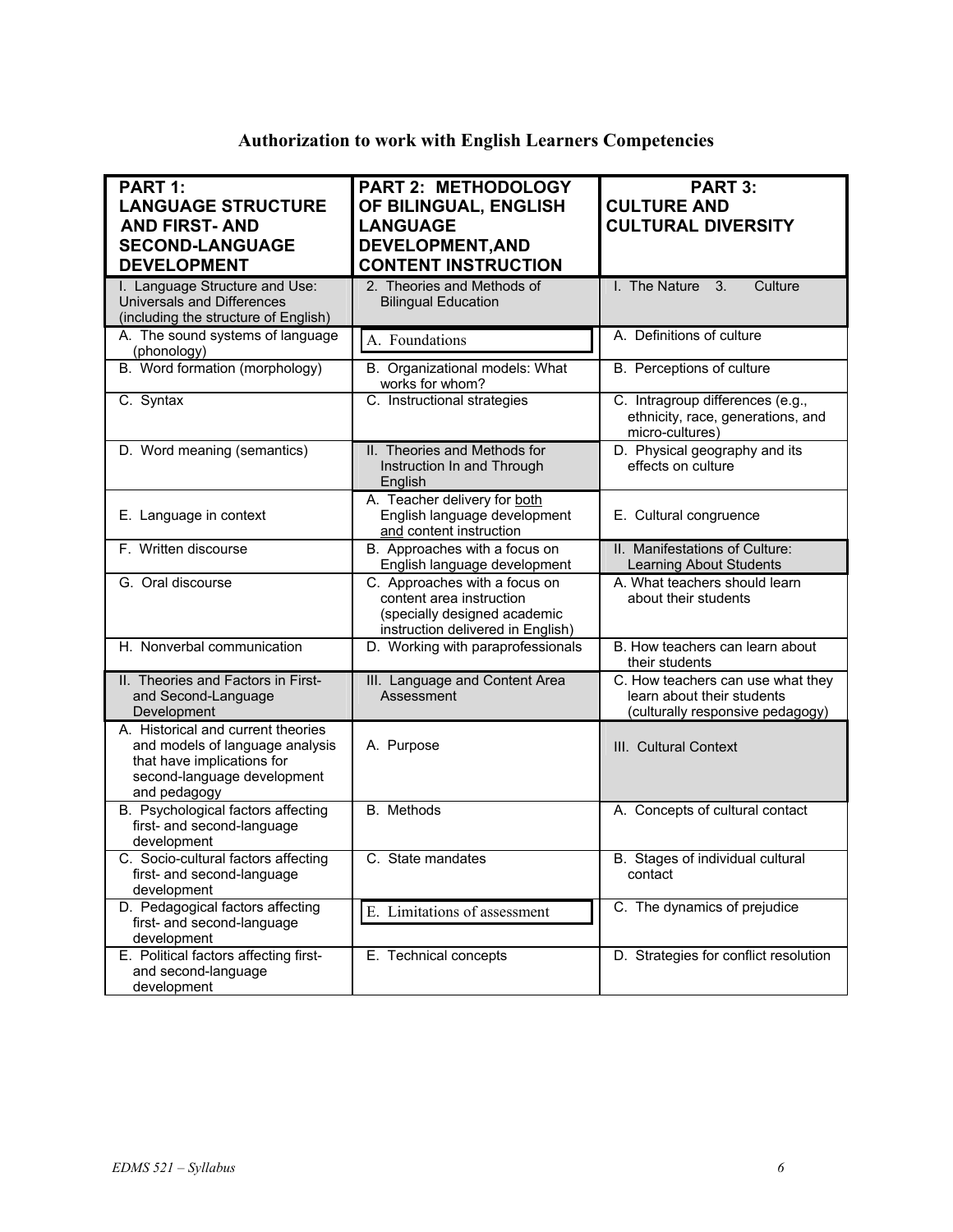# Authorization to work with English Learners Competencies

| PART 1: LANGUAGE STRUCTURE AND FIRST- AND SECOND-LANGUAGE DEVELOPMENT | PART 2: METHODOLOGY OF BILINGUAL, ENGLISH LANGUAGE DEVELOPMENT,AND CONTENT INSTRUCTION | PART 3: CULTURE AND CULTURAL DIVERSITY |
|---|---|---|
| I. Language Structure and Use: Universals and Differences (including the structure of English) | 2. Theories and Methods of Bilingual Education | I. The Nature 3. Culture |
| A. The sound systems of language (phonology) | A. Foundations | A. Definitions of culture |
| B. Word formation (morphology) | B. Organizational models: What works for whom? | B. Perceptions of culture |
| C. Syntax | C. Instructional strategies | C. Intragroup differences (e.g., ethnicity, race, generations, and micro-cultures) |
| D. Word meaning (semantics) | II. Theories and Methods for Instruction In and Through English | D. Physical geography and its effects on culture |
| E. Language in context | A. Teacher delivery for both English language development and content instruction | E. Cultural congruence |
| F. Written discourse | B. Approaches with a focus on English language development | II. Manifestations of Culture: Learning About Students |
| G. Oral discourse | C. Approaches with a focus on content area instruction (specially designed academic instruction delivered in English) | A. What teachers should learn about their students |
| H. Nonverbal communication | D. Working with paraprofessionals | B. How teachers can learn about their students |
| II. Theories and Factors in First- and Second-Language Development | III. Language and Content Area Assessment | C. How teachers can use what they learn about their students (culturally responsive pedagogy) |
| A. Historical and current theories and models of language analysis that have implications for second-language development and pedagogy | A. Purpose | III. Cultural Context |
| B. Psychological factors affecting first- and second-language development | B. Methods | A. Concepts of cultural contact |
| C. Socio-cultural factors affecting first- and second-language development | C. State mandates | B. Stages of individual cultural contact |
| D. Pedagogical factors affecting first- and second-language development | E. Limitations of assessment | C. The dynamics of prejudice |
| E. Political factors affecting first- and second-language development | E. Technical concepts | D. Strategies for conflict resolution |